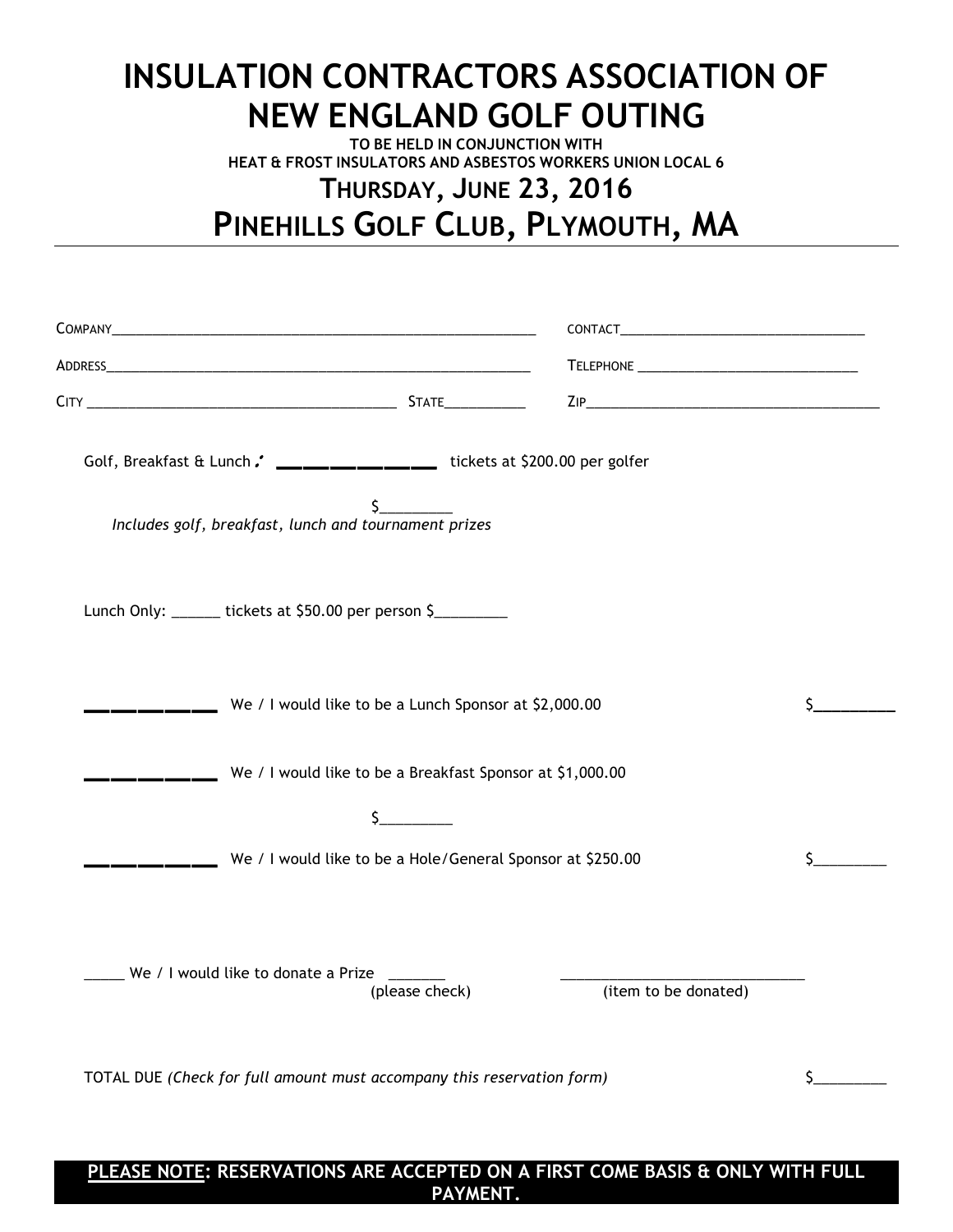# INSULATION CONTRACTORS ASSOCIATION OF NEW ENGLAND GOLF OUTING

**TO BE HELD IN CONJUNCTION WITH**
**HEAT & FROST INSULATORS AND ASBESTOS WORKERS UNION LOCAL 6**

## THURSDAY, JUNE 23, 2016

## PINEHILLS GOLF CLUB, PLYMOUTH, MA

---

COMPANY_______________________________________________ CONTACT______________________________

ADDRESS_______________________________________________ TELEPHONE ____________________________

CITY ______________________________ STATE__________ ZIP_____________________________________

Golf, Breakfast & Lunch: ____________ tickets at $200.00 per golfer

$_________
*Includes golf, breakfast, lunch and tournament prizes*

Lunch Only: ______ tickets at $50.00 per person $_________

________ We / I would like to be a Lunch Sponsor at $2,000.00 $_________

________ We / I would like to be a Breakfast Sponsor at $1,000.00

$_________

________ We / I would like to be a Hole/General Sponsor at $250.00 $_________

_____ We / I would like to donate a Prize _______ ______________________________
(please check) (item to be donated)

TOTAL DUE *(Check for full amount must accompany this reservation form)* $_________

**PLEASE NOTE: RESERVATIONS ARE ACCEPTED ON A FIRST COME BASIS & ONLY WITH FULL PAYMENT.**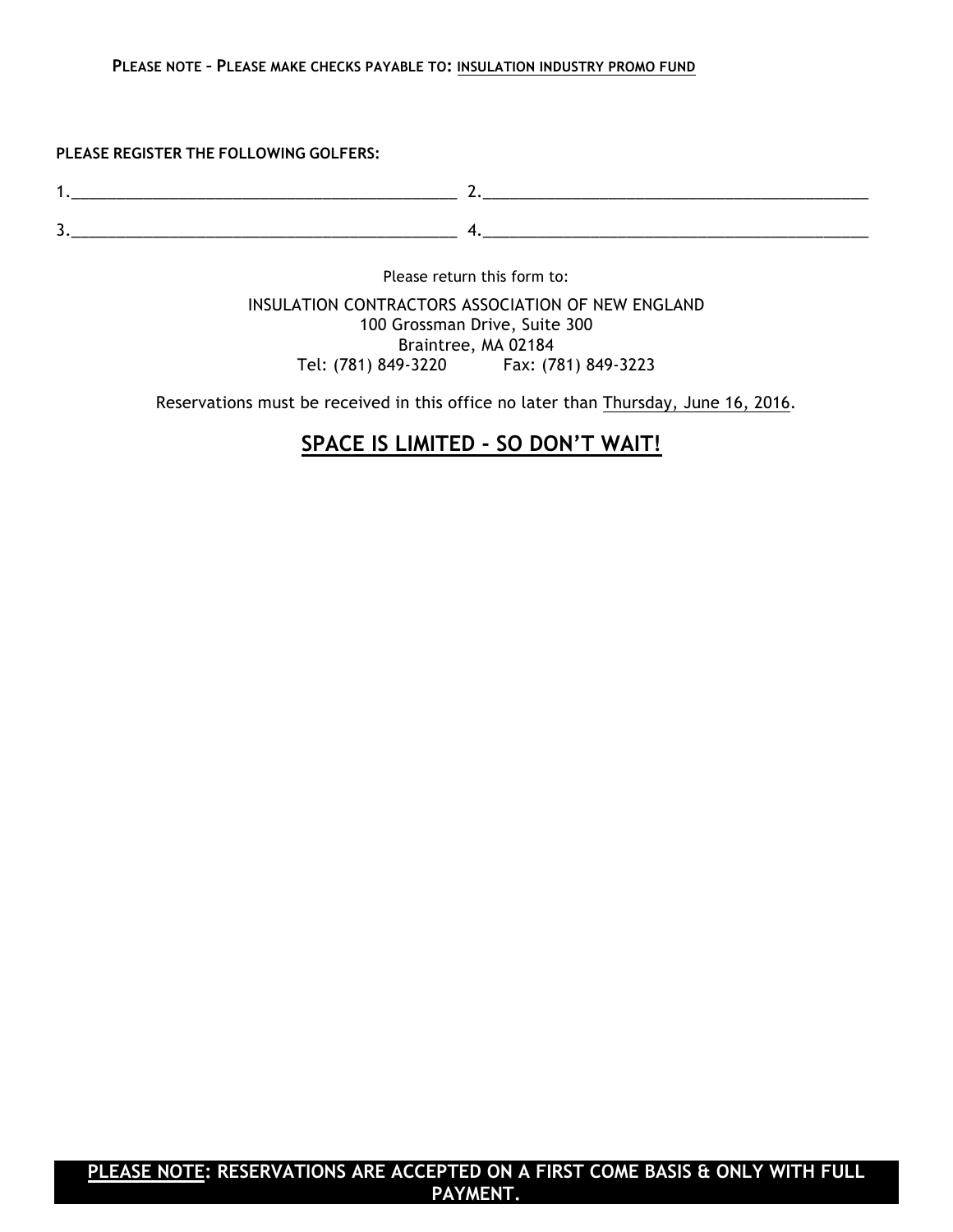**PLEASE NOTE – PLEASE MAKE CHECKS PAYABLE TO: INSULATION INDUSTRY PROMO FUND**

**PLEASE REGISTER THE FOLLOWING GOLFERS:**

1.____________________________________________ 2.____________________________________________

3.____________________________________________ 4.____________________________________________

Please return this form to:

INSULATION CONTRACTORS ASSOCIATION OF NEW ENGLAND
100 Grossman Drive, Suite 300
Braintree, MA 02184
Tel: (781) 849-3220 Fax: (781) 849-3223

Reservations must be received in this office no later than Thursday, June 16, 2016.

## SPACE IS LIMITED - SO DON'T WAIT!

**PLEASE NOTE: RESERVATIONS ARE ACCEPTED ON A FIRST COME BASIS & ONLY WITH FULL PAYMENT.**